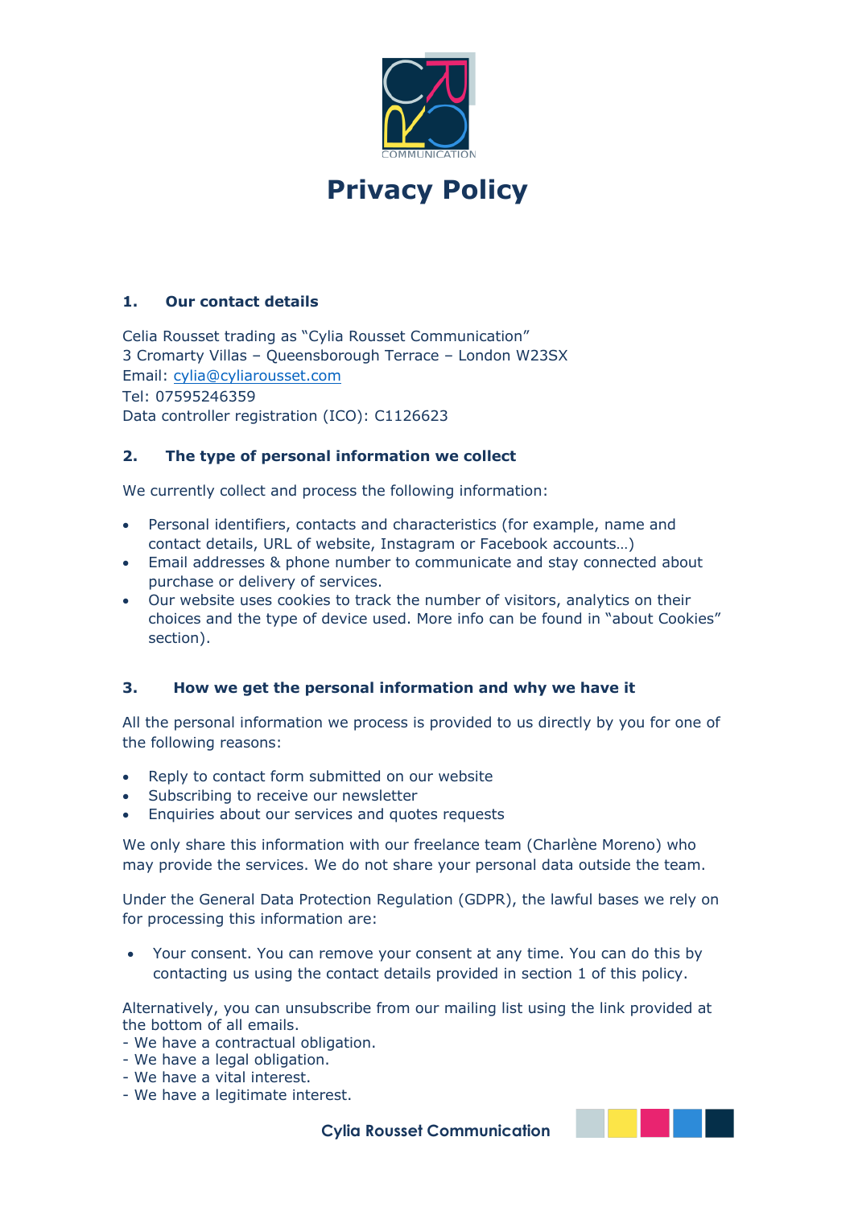# Privacy Policy

## 1. Our contact details

Celia Rousset trading as "Cylia Rousset Communication"
3 Cromarty Villas – Queensborough Terrace – London W23SX
Email: cylia@cyliarousset.com
Tel: 07595246359
Data controller registration (ICO): C1126623

## 2. The type of personal information we collect

We currently collect and process the following information:

- Personal identifiers, contacts and characteristics (for example, name and contact details, URL of website, Instagram or Facebook accounts…)
- Email addresses & phone number to communicate and stay connected about purchase or delivery of services.
- Our website uses cookies to track the number of visitors, analytics on their choices and the type of device used. More info can be found in "about Cookies" section).

## 3. How we get the personal information and why we have it

All the personal information we process is provided to us directly by you for one of the following reasons:

- Reply to contact form submitted on our website
- Subscribing to receive our newsletter
- Enquiries about our services and quotes requests

We only share this information with our freelance team (Charlène Moreno) who may provide the services. We do not share your personal data outside the team.

Under the General Data Protection Regulation (GDPR), the lawful bases we rely on for processing this information are:

- Your consent. You can remove your consent at any time. You can do this by contacting us using the contact details provided in section 1 of this policy.

Alternatively, you can unsubscribe from our mailing list using the link provided at the bottom of all emails.
- We have a contractual obligation.
- We have a legal obligation.
- We have a vital interest.
- We have a legitimate interest.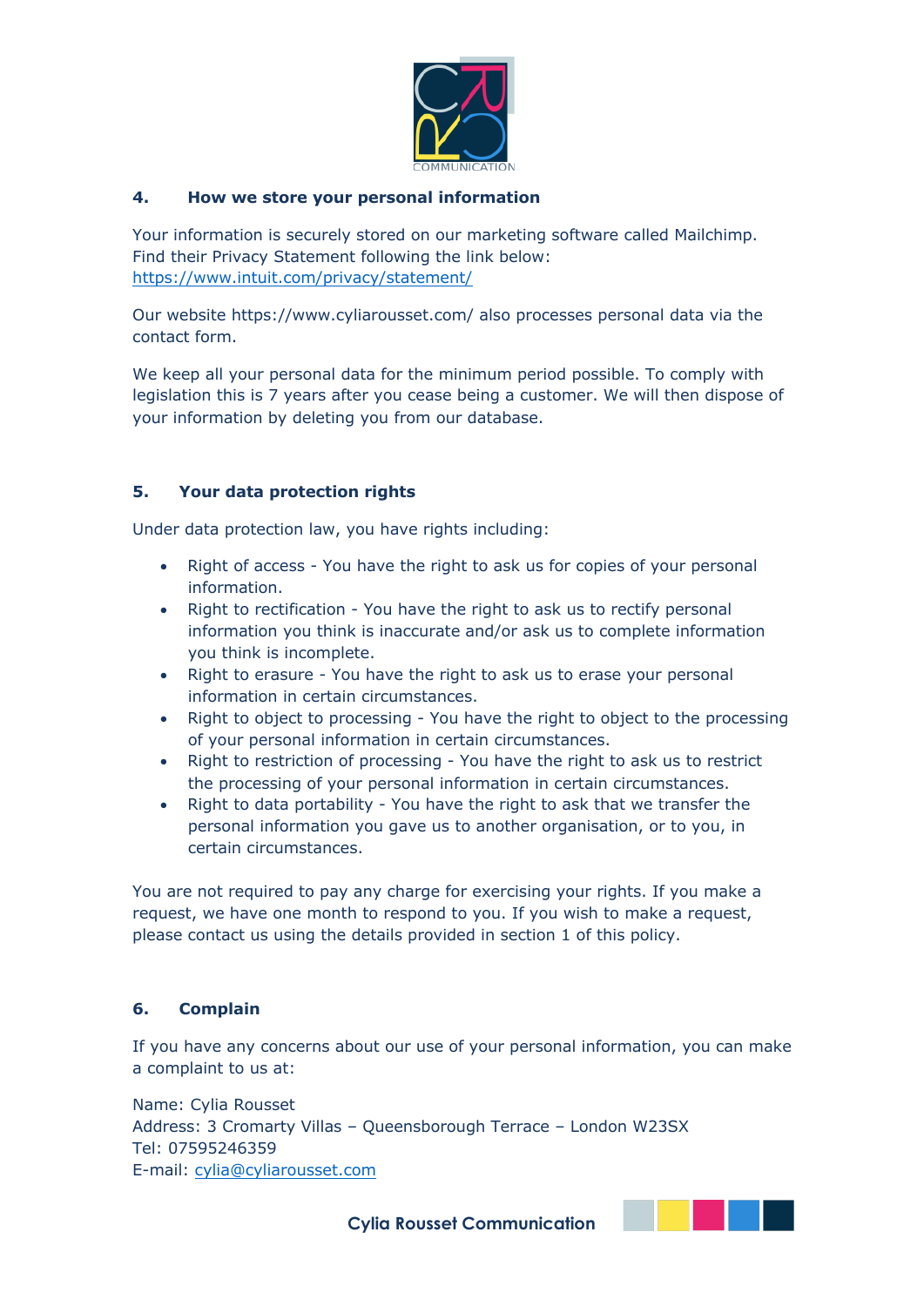## 4. How we store your personal information

Your information is securely stored on our marketing software called Mailchimp. Find their Privacy Statement following the link below:
https://www.intuit.com/privacy/statement/

Our website https://www.cyliarousset.com/ also processes personal data via the contact form.

We keep all your personal data for the minimum period possible. To comply with legislation this is 7 years after you cease being a customer. We will then dispose of your information by deleting you from our database.

## 5. Your data protection rights

Under data protection law, you have rights including:

- Right of access - You have the right to ask us for copies of your personal information.
- Right to rectification - You have the right to ask us to rectify personal information you think is inaccurate and/or ask us to complete information you think is incomplete.
- Right to erasure - You have the right to ask us to erase your personal information in certain circumstances.
- Right to object to processing - You have the right to object to the processing of your personal information in certain circumstances.
- Right to restriction of processing - You have the right to ask us to restrict the processing of your personal information in certain circumstances.
- Right to data portability - You have the right to ask that we transfer the personal information you gave us to another organisation, or to you, in certain circumstances.

You are not required to pay any charge for exercising your rights. If you make a request, we have one month to respond to you. If you wish to make a request, please contact us using the details provided in section 1 of this policy.

## 6. Complain

If you have any concerns about our use of your personal information, you can make a complaint to us at:

Name: Cylia Rousset
Address: 3 Cromarty Villas – Queensborough Terrace – London W23SX
Tel: 07595246359
E-mail: cylia@cyliarousset.com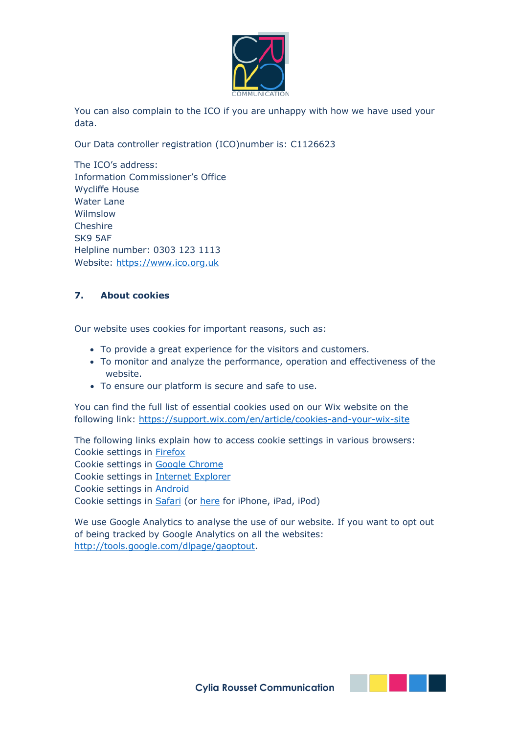You can also complain to the ICO if you are unhappy with how we have used your data.

Our Data controller registration (ICO)number is: C1126623

The ICO's address:
Information Commissioner's Office
Wycliffe House
Water Lane
Wilmslow
Cheshire
SK9 5AF
Helpline number: 0303 123 1113
Website: https://www.ico.org.uk

## 7. About cookies

Our website uses cookies for important reasons, such as:

- To provide a great experience for the visitors and customers.
- To monitor and analyze the performance, operation and effectiveness of the website.
- To ensure our platform is secure and safe to use.

You can find the full list of essential cookies used on our Wix website on the following link: https://support.wix.com/en/article/cookies-and-your-wix-site

The following links explain how to access cookie settings in various browsers:
Cookie settings in Firefox
Cookie settings in Google Chrome
Cookie settings in Internet Explorer
Cookie settings in Android
Cookie settings in Safari (or here for iPhone, iPad, iPod)

We use Google Analytics to analyse the use of our website. If you want to opt out of being tracked by Google Analytics on all the websites: http://tools.google.com/dlpage/gaoptout.